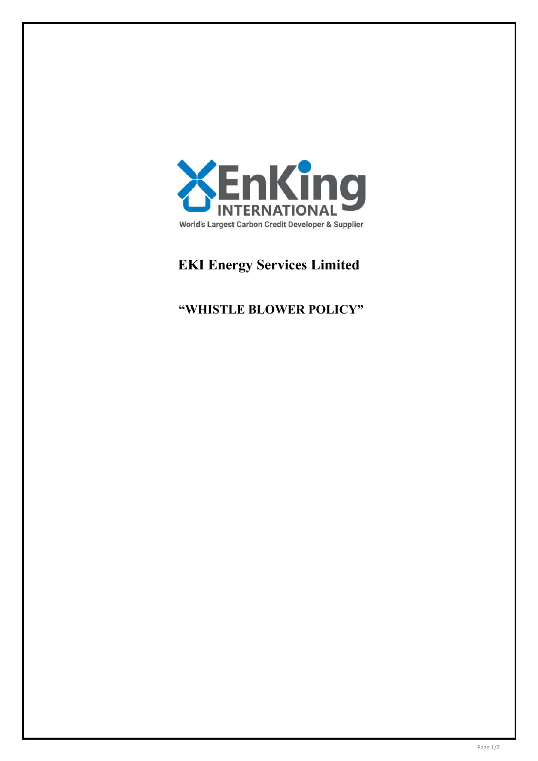EnKing INTERNATIONAL

World's Largest Carbon Credit Developer & Supplier

# EKI Energy Services Limited

## "WHISTLE BLOWER POLICY"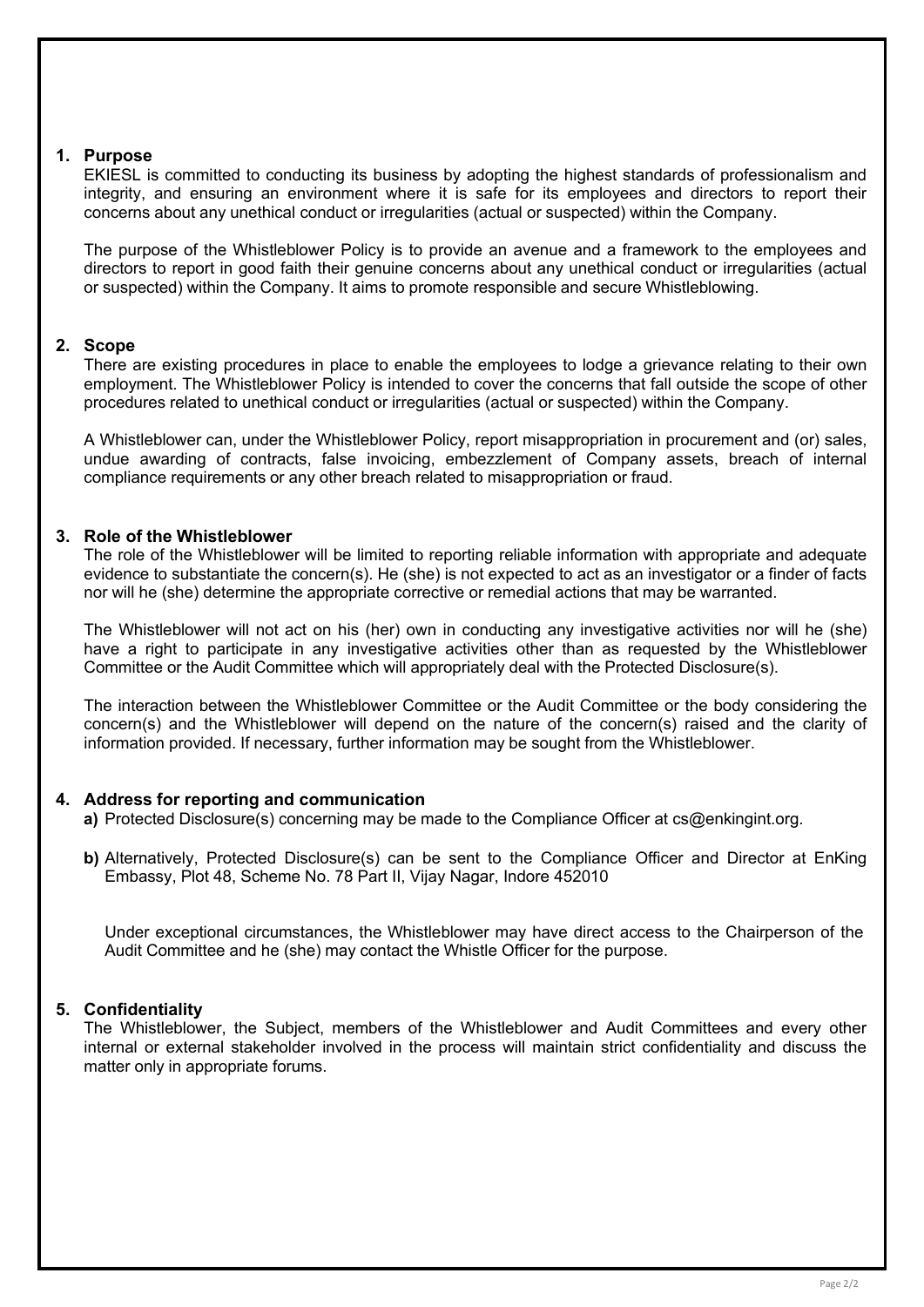## 1. Purpose

EKIESL is committed to conducting its business by adopting the highest standards of professionalism and integrity, and ensuring an environment where it is safe for its employees and directors to report their concerns about any unethical conduct or irregularities (actual or suspected) within the Company.

The purpose of the Whistleblower Policy is to provide an avenue and a framework to the employees and directors to report in good faith their genuine concerns about any unethical conduct or irregularities (actual or suspected) within the Company. It aims to promote responsible and secure Whistleblowing.

## 2. Scope

There are existing procedures in place to enable the employees to lodge a grievance relating to their own employment. The Whistleblower Policy is intended to cover the concerns that fall outside the scope of other procedures related to unethical conduct or irregularities (actual or suspected) within the Company.

A Whistleblower can, under the Whistleblower Policy, report misappropriation in procurement and (or) sales, undue awarding of contracts, false invoicing, embezzlement of Company assets, breach of internal compliance requirements or any other breach related to misappropriation or fraud.

## 3. Role of the Whistleblower

The role of the Whistleblower will be limited to reporting reliable information with appropriate and adequate evidence to substantiate the concern(s). He (she) is not expected to act as an investigator or a finder of facts nor will he (she) determine the appropriate corrective or remedial actions that may be warranted.

The Whistleblower will not act on his (her) own in conducting any investigative activities nor will he (she) have a right to participate in any investigative activities other than as requested by the Whistleblower Committee or the Audit Committee which will appropriately deal with the Protected Disclosure(s).

The interaction between the Whistleblower Committee or the Audit Committee or the body considering the concern(s) and the Whistleblower will depend on the nature of the concern(s) raised and the clarity of information provided. If necessary, further information may be sought from the Whistleblower.

## 4. Address for reporting and communication

**a)** Protected Disclosure(s) concerning may be made to the Compliance Officer at cs@enkingint.org.

**b)** Alternatively, Protected Disclosure(s) can be sent to the Compliance Officer and Director at EnKing Embassy, Plot 48, Scheme No. 78 Part II, Vijay Nagar, Indore 452010

Under exceptional circumstances, the Whistleblower may have direct access to the Chairperson of the Audit Committee and he (she) may contact the Whistle Officer for the purpose.

## 5. Confidentiality

The Whistleblower, the Subject, members of the Whistleblower and Audit Committees and every other internal or external stakeholder involved in the process will maintain strict confidentiality and discuss the matter only in appropriate forums.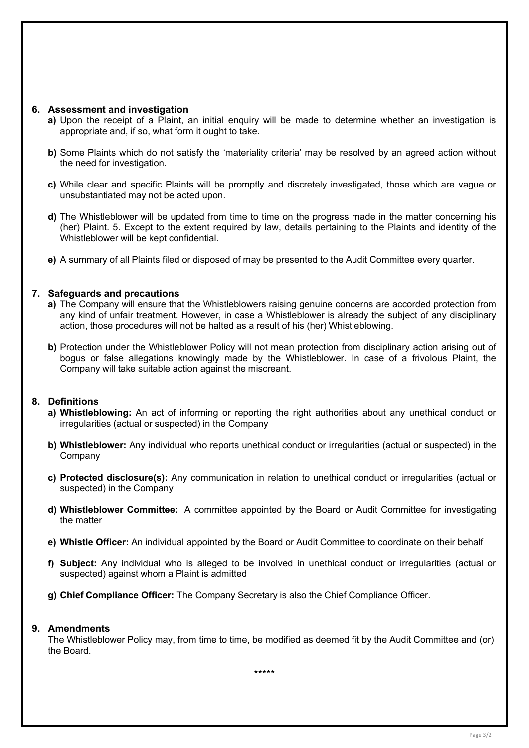## 6. Assessment and investigation

**a)** Upon the receipt of a Plaint, an initial enquiry will be made to determine whether an investigation is appropriate and, if so, what form it ought to take.

**b)** Some Plaints which do not satisfy the 'materiality criteria' may be resolved by an agreed action without the need for investigation.

**c)** While clear and specific Plaints will be promptly and discretely investigated, those which are vague or unsubstantiated may not be acted upon.

**d)** The Whistleblower will be updated from time to time on the progress made in the matter concerning his (her) Plaint. 5. Except to the extent required by law, details pertaining to the Plaints and identity of the Whistleblower will be kept confidential.

**e)** A summary of all Plaints filed or disposed of may be presented to the Audit Committee every quarter.

## 7. Safeguards and precautions

**a)** The Company will ensure that the Whistleblowers raising genuine concerns are accorded protection from any kind of unfair treatment. However, in case a Whistleblower is already the subject of any disciplinary action, those procedures will not be halted as a result of his (her) Whistleblowing.

**b)** Protection under the Whistleblower Policy will not mean protection from disciplinary action arising out of bogus or false allegations knowingly made by the Whistleblower. In case of a frivolous Plaint, the Company will take suitable action against the miscreant.

## 8. Definitions

**a) Whistleblowing:** An act of informing or reporting the right authorities about any unethical conduct or irregularities (actual or suspected) in the Company

**b) Whistleblower:** Any individual who reports unethical conduct or irregularities (actual or suspected) in the Company

**c) Protected disclosure(s):** Any communication in relation to unethical conduct or irregularities (actual or suspected) in the Company

**d) Whistleblower Committee:** A committee appointed by the Board or Audit Committee for investigating the matter

**e) Whistle Officer:** An individual appointed by the Board or Audit Committee to coordinate on their behalf

**f) Subject:** Any individual who is alleged to be involved in unethical conduct or irregularities (actual or suspected) against whom a Plaint is admitted

**g) Chief Compliance Officer:** The Company Secretary is also the Chief Compliance Officer.

## 9. Amendments

The Whistleblower Policy may, from time to time, be modified as deemed fit by the Audit Committee and (or) the Board.

*****